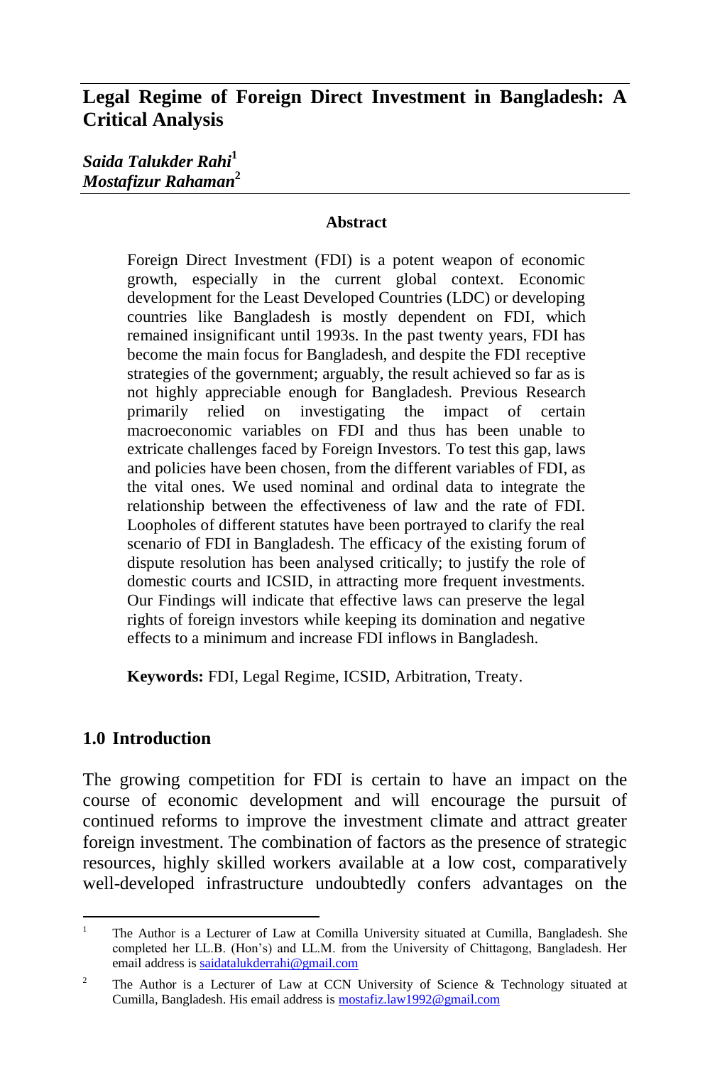# Legal Regime of Foreign Direct Investment in Bangladesh: A Critical Analysis

***Saida Talukder Rahi*[1]**
***Mostafizur Rahaman*[2]**

**Abstract**

Foreign Direct Investment (FDI) is a potent weapon of economic growth, especially in the current global context. Economic development for the Least Developed Countries (LDC) or developing countries like Bangladesh is mostly dependent on FDI, which remained insignificant until 1993s. In the past twenty years, FDI has become the main focus for Bangladesh, and despite the FDI receptive strategies of the government; arguably, the result achieved so far as is not highly appreciable enough for Bangladesh. Previous Research primarily relied on investigating the impact of certain macroeconomic variables on FDI and thus has been unable to extricate challenges faced by Foreign Investors. To test this gap, laws and policies have been chosen, from the different variables of FDI, as the vital ones. We used nominal and ordinal data to integrate the relationship between the effectiveness of law and the rate of FDI. Loopholes of different statutes have been portrayed to clarify the real scenario of FDI in Bangladesh. The efficacy of the existing forum of dispute resolution has been analysed critically; to justify the role of domestic courts and ICSID, in attracting more frequent investments. Our Findings will indicate that effective laws can preserve the legal rights of foreign investors while keeping its domination and negative effects to a minimum and increase FDI inflows in Bangladesh.

**Keywords:** FDI, Legal Regime, ICSID, Arbitration, Treaty.

## 1.0 Introduction

The growing competition for FDI is certain to have an impact on the course of economic development and will encourage the pursuit of continued reforms to improve the investment climate and attract greater foreign investment. The combination of factors as the presence of strategic resources, highly skilled workers available at a low cost, comparatively well-developed infrastructure undoubtedly confers advantages on the

---

[1] The Author is a Lecturer of Law at Comilla University situated at Cumilla, Bangladesh. She completed her LL.B. (Hon's) and LL.M. from the University of Chittagong, Bangladesh. Her email address is saidatalukderrahi@gmail.com

[2] The Author is a Lecturer of Law at CCN University of Science & Technology situated at Cumilla, Bangladesh. His email address is mostafiz.law1992@gmail.com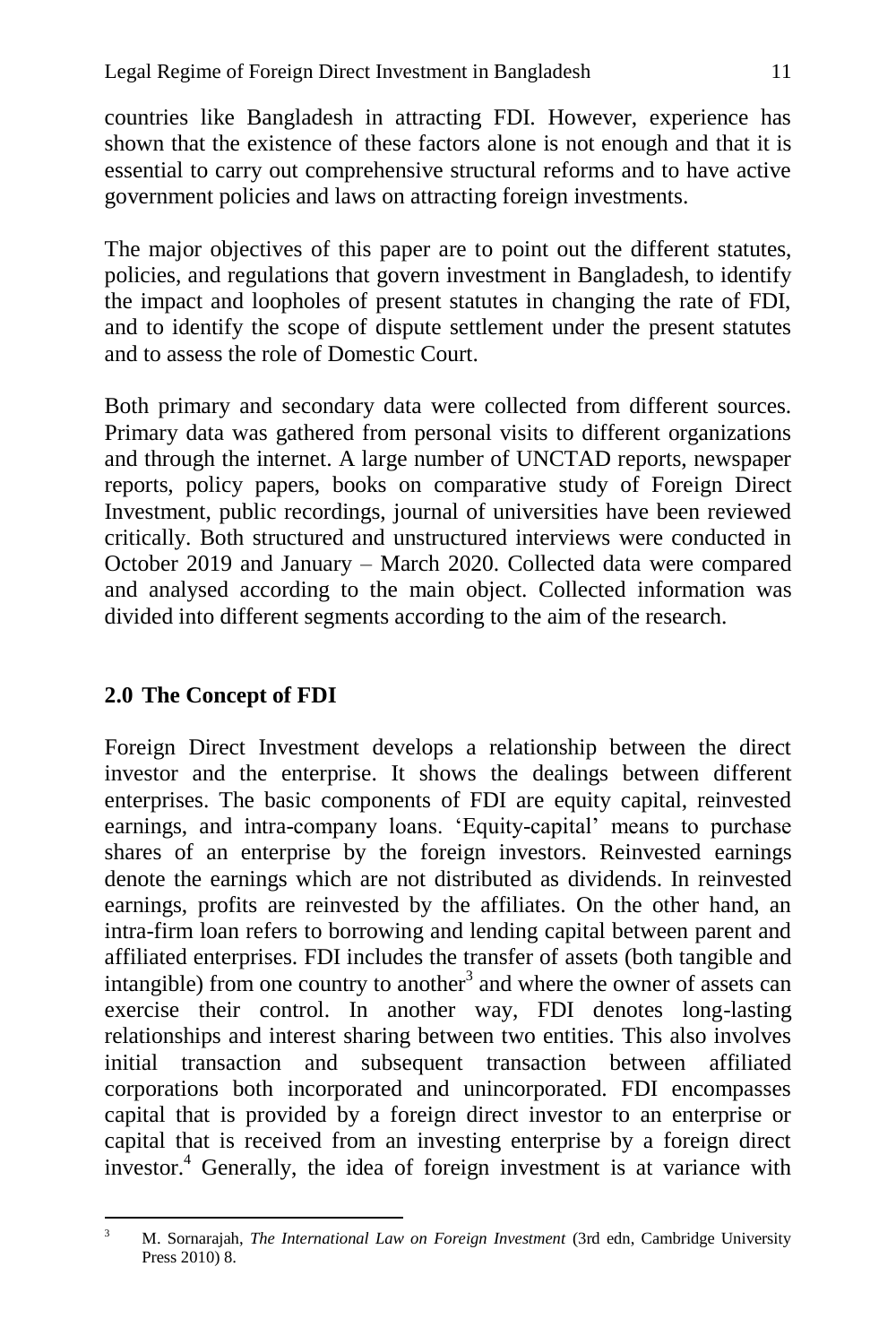countries like Bangladesh in attracting FDI. However, experience has shown that the existence of these factors alone is not enough and that it is essential to carry out comprehensive structural reforms and to have active government policies and laws on attracting foreign investments.

The major objectives of this paper are to point out the different statutes, policies, and regulations that govern investment in Bangladesh, to identify the impact and loopholes of present statutes in changing the rate of FDI, and to identify the scope of dispute settlement under the present statutes and to assess the role of Domestic Court.

Both primary and secondary data were collected from different sources. Primary data was gathered from personal visits to different organizations and through the internet. A large number of UNCTAD reports, newspaper reports, policy papers, books on comparative study of Foreign Direct Investment, public recordings, journal of universities have been reviewed critically. Both structured and unstructured interviews were conducted in October 2019 and January – March 2020. Collected data were compared and analysed according to the main object. Collected information was divided into different segments according to the aim of the research.

## 2.0 The Concept of FDI

Foreign Direct Investment develops a relationship between the direct investor and the enterprise. It shows the dealings between different enterprises. The basic components of FDI are equity capital, reinvested earnings, and intra-company loans. 'Equity-capital' means to purchase shares of an enterprise by the foreign investors. Reinvested earnings denote the earnings which are not distributed as dividends. In reinvested earnings, profits are reinvested by the affiliates. On the other hand, an intra-firm loan refers to borrowing and lending capital between parent and affiliated enterprises. FDI includes the transfer of assets (both tangible and intangible) from one country to another[3] and where the owner of assets can exercise their control. In another way, FDI denotes long-lasting relationships and interest sharing between two entities. This also involves initial transaction and subsequent transaction between affiliated corporations both incorporated and unincorporated. FDI encompasses capital that is provided by a foreign direct investor to an enterprise or capital that is received from an investing enterprise by a foreign direct investor.[4] Generally, the idea of foreign investment is at variance with

[3] M. Sornarajah, *The International Law on Foreign Investment* (3rd edn, Cambridge University Press 2010) 8.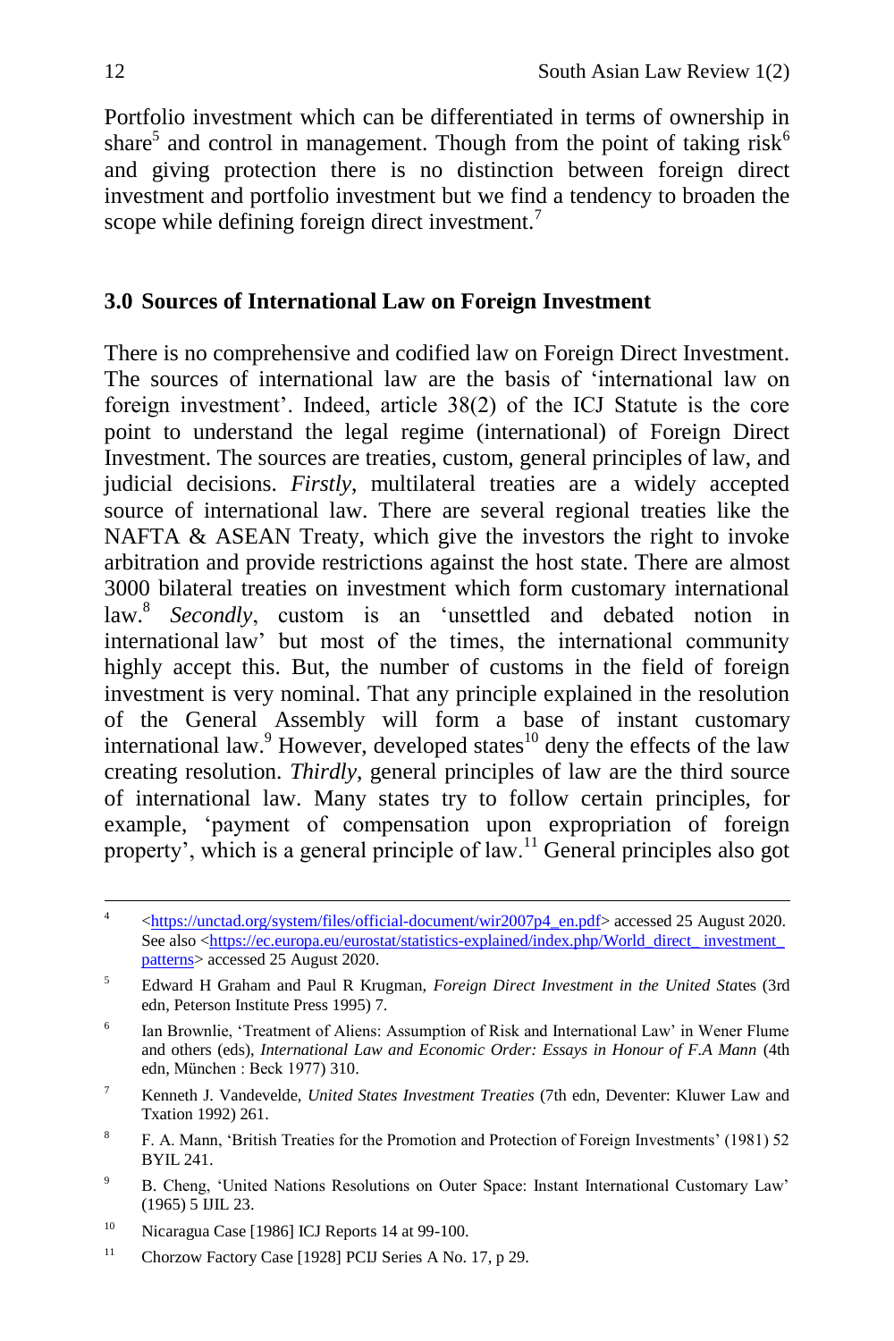Portfolio investment which can be differentiated in terms of ownership in share[5] and control in management. Though from the point of taking risk[6] and giving protection there is no distinction between foreign direct investment and portfolio investment but we find a tendency to broaden the scope while defining foreign direct investment.[7]

## 3.0 Sources of International Law on Foreign Investment

There is no comprehensive and codified law on Foreign Direct Investment. The sources of international law are the basis of 'international law on foreign investment'. Indeed, article 38(2) of the ICJ Statute is the core point to understand the legal regime (international) of Foreign Direct Investment. The sources are treaties, custom, general principles of law, and judicial decisions. *Firstly*, multilateral treaties are a widely accepted source of international law. There are several regional treaties like the NAFTA & ASEAN Treaty, which give the investors the right to invoke arbitration and provide restrictions against the host state. There are almost 3000 bilateral treaties on investment which form customary international law.[8] *Secondly*, custom is an 'unsettled and debated notion in international law' but most of the times, the international community highly accept this. But, the number of customs in the field of foreign investment is very nominal. That any principle explained in the resolution of the General Assembly will form a base of instant customary international law.[9] However, developed states[10] deny the effects of the law creating resolution. *Thirdly*, general principles of law are the third source of international law. Many states try to follow certain principles, for example, 'payment of compensation upon expropriation of foreign property', which is a general principle of law.[11] General principles also got

---

[4] <https://unctad.org/system/files/official-document/wir2007p4_en.pdf> accessed 25 August 2020. See also <https://ec.europa.eu/eurostat/statistics-explained/index.php/World_direct_ investment_ patterns> accessed 25 August 2020.

[5] Edward H Graham and Paul R Krugman, *Foreign Direct Investment in the United States* (3rd edn, Peterson Institute Press 1995) 7.

[6] Ian Brownlie, 'Treatment of Aliens: Assumption of Risk and International Law' in Wener Flume and others (eds), *International Law and Economic Order: Essays in Honour of F.A Mann* (4th edn, München : Beck 1977) 310.

[7] Kenneth J. Vandevelde, *United States Investment Treaties* (7th edn, Deventer: Kluwer Law and Txation 1992) 261.

[8] F. A. Mann, 'British Treaties for the Promotion and Protection of Foreign Investments' (1981) 52 BYIL 241.

[9] B. Cheng, 'United Nations Resolutions on Outer Space: Instant International Customary Law' (1965) 5 IJIL 23.

[10] Nicaragua Case [1986] ICJ Reports 14 at 99-100.

[11] Chorzow Factory Case [1928] PCIJ Series A No. 17, p 29.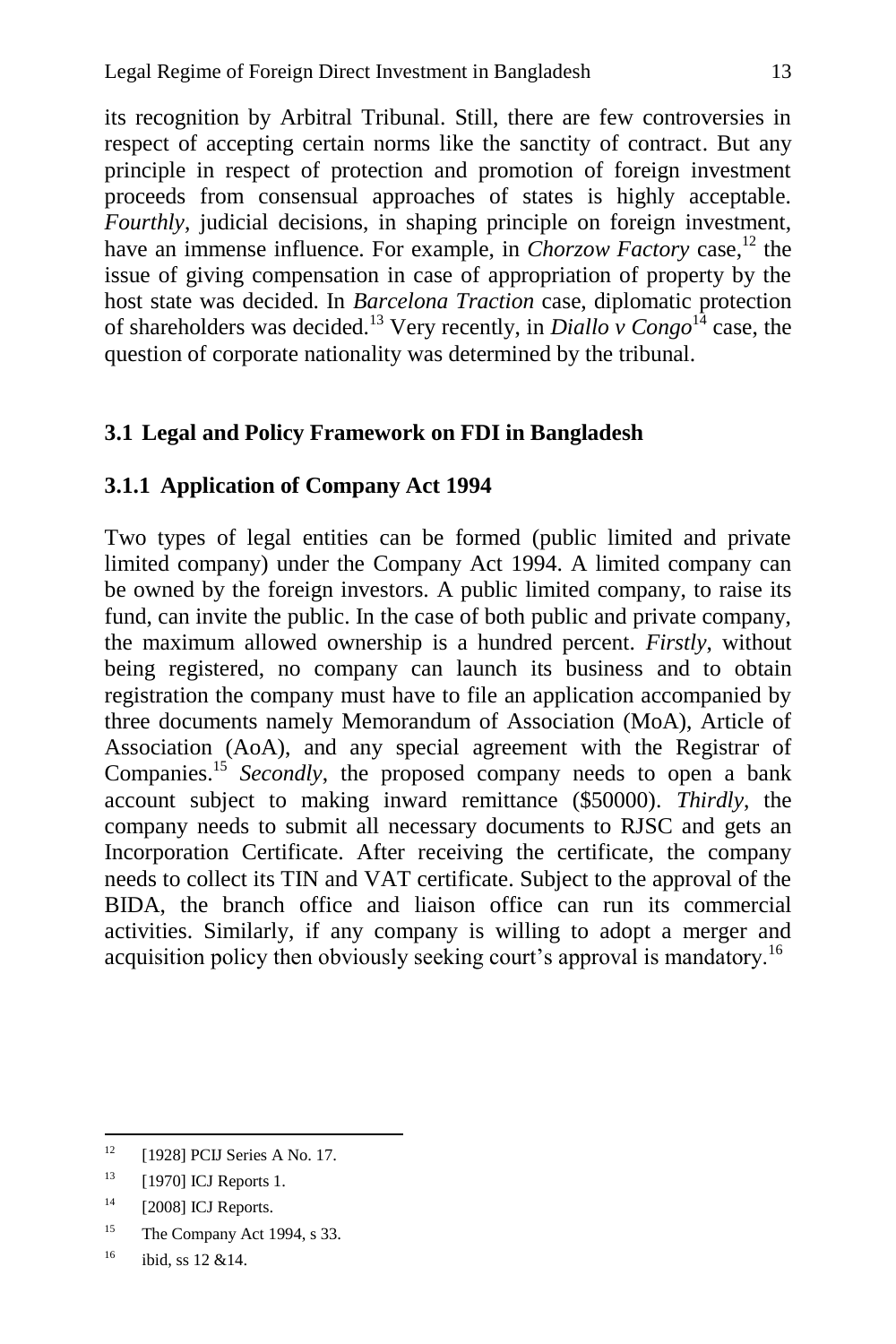its recognition by Arbitral Tribunal. Still, there are few controversies in respect of accepting certain norms like the sanctity of contract. But any principle in respect of protection and promotion of foreign investment proceeds from consensual approaches of states is highly acceptable. *Fourthly*, judicial decisions, in shaping principle on foreign investment, have an immense influence. For example, in *Chorzow Factory* case,[12] the issue of giving compensation in case of appropriation of property by the host state was decided. In *Barcelona Traction* case, diplomatic protection of shareholders was decided.[13] Very recently, in *Diallo v Congo*[14] case, the question of corporate nationality was determined by the tribunal.

### 3.1 Legal and Policy Framework on FDI in Bangladesh

#### 3.1.1 Application of Company Act 1994

Two types of legal entities can be formed (public limited and private limited company) under the Company Act 1994. A limited company can be owned by the foreign investors. A public limited company, to raise its fund, can invite the public. In the case of both public and private company, the maximum allowed ownership is a hundred percent. *Firstly*, without being registered, no company can launch its business and to obtain registration the company must have to file an application accompanied by three documents namely Memorandum of Association (MoA), Article of Association (AoA), and any special agreement with the Registrar of Companies.[15] *Secondly*, the proposed company needs to open a bank account subject to making inward remittance ($50000). *Thirdly*, the company needs to submit all necessary documents to RJSC and gets an Incorporation Certificate. After receiving the certificate, the company needs to collect its TIN and VAT certificate. Subject to the approval of the BIDA, the branch office and liaison office can run its commercial activities. Similarly, if any company is willing to adopt a merger and acquisition policy then obviously seeking court's approval is mandatory.[16]

---

[12] [1928] PCIJ Series A No. 17.

[13] [1970] ICJ Reports 1.

[14] [2008] ICJ Reports.

[15] The Company Act 1994, s 33.

[16] ibid, ss 12 &14.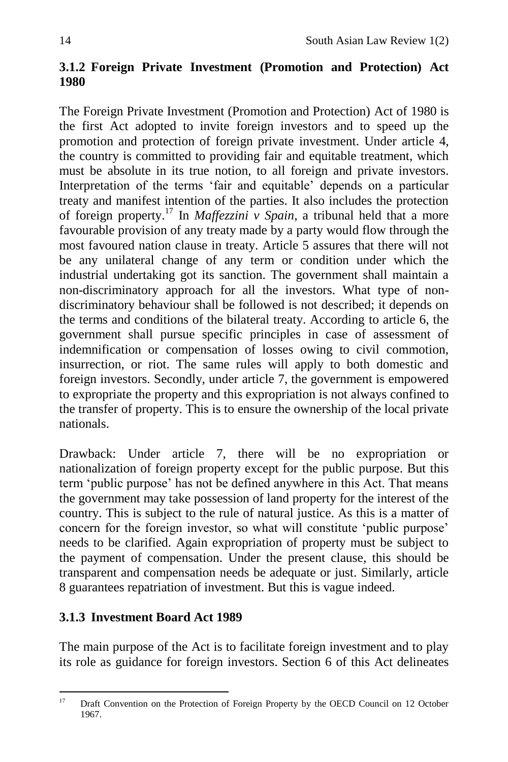### 3.1.2 Foreign Private Investment (Promotion and Protection) Act 1980

The Foreign Private Investment (Promotion and Protection) Act of 1980 is the first Act adopted to invite foreign investors and to speed up the promotion and protection of foreign private investment. Under article 4, the country is committed to providing fair and equitable treatment, which must be absolute in its true notion, to all foreign and private investors. Interpretation of the terms 'fair and equitable' depends on a particular treaty and manifest intention of the parties. It also includes the protection of foreign property.[17] In *Maffezzini v Spain*, a tribunal held that a more favourable provision of any treaty made by a party would flow through the most favoured nation clause in treaty. Article 5 assures that there will not be any unilateral change of any term or condition under which the industrial undertaking got its sanction. The government shall maintain a non-discriminatory approach for all the investors. What type of non-discriminatory behaviour shall be followed is not described; it depends on the terms and conditions of the bilateral treaty. According to article 6, the government shall pursue specific principles in case of assessment of indemnification or compensation of losses owing to civil commotion, insurrection, or riot. The same rules will apply to both domestic and foreign investors. Secondly, under article 7, the government is empowered to expropriate the property and this expropriation is not always confined to the transfer of property. This is to ensure the ownership of the local private nationals.

Drawback: Under article 7, there will be no expropriation or nationalization of foreign property except for the public purpose. But this term 'public purpose' has not be defined anywhere in this Act. That means the government may take possession of land property for the interest of the country. This is subject to the rule of natural justice. As this is a matter of concern for the foreign investor, so what will constitute 'public purpose' needs to be clarified. Again expropriation of property must be subject to the payment of compensation. Under the present clause, this should be transparent and compensation needs be adequate or just. Similarly, article 8 guarantees repatriation of investment. But this is vague indeed.

### 3.1.3 Investment Board Act 1989

The main purpose of the Act is to facilitate foreign investment and to play its role as guidance for foreign investors. Section 6 of this Act delineates

---

[17] Draft Convention on the Protection of Foreign Property by the OECD Council on 12 October 1967.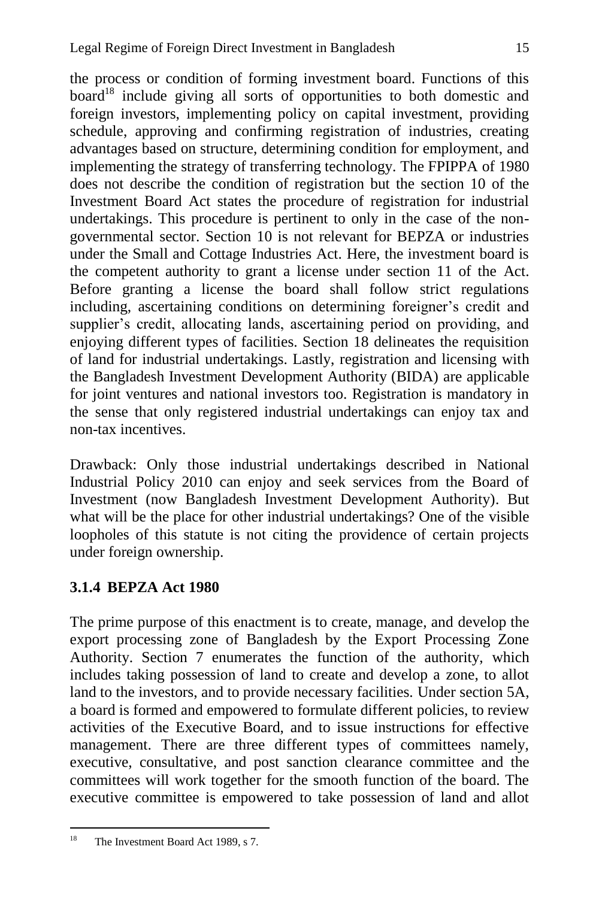the process or condition of forming investment board. Functions of this board[18] include giving all sorts of opportunities to both domestic and foreign investors, implementing policy on capital investment, providing schedule, approving and confirming registration of industries, creating advantages based on structure, determining condition for employment, and implementing the strategy of transferring technology. The FPIPPA of 1980 does not describe the condition of registration but the section 10 of the Investment Board Act states the procedure of registration for industrial undertakings. This procedure is pertinent to only in the case of the non-governmental sector. Section 10 is not relevant for BEPZA or industries under the Small and Cottage Industries Act. Here, the investment board is the competent authority to grant a license under section 11 of the Act. Before granting a license the board shall follow strict regulations including, ascertaining conditions on determining foreigner's credit and supplier's credit, allocating lands, ascertaining period on providing, and enjoying different types of facilities. Section 18 delineates the requisition of land for industrial undertakings. Lastly, registration and licensing with the Bangladesh Investment Development Authority (BIDA) are applicable for joint ventures and national investors too. Registration is mandatory in the sense that only registered industrial undertakings can enjoy tax and non-tax incentives.

Drawback: Only those industrial undertakings described in National Industrial Policy 2010 can enjoy and seek services from the Board of Investment (now Bangladesh Investment Development Authority). But what will be the place for other industrial undertakings? One of the visible loopholes of this statute is not citing the providence of certain projects under foreign ownership.

### 3.1.4 BEPZA Act 1980

The prime purpose of this enactment is to create, manage, and develop the export processing zone of Bangladesh by the Export Processing Zone Authority. Section 7 enumerates the function of the authority, which includes taking possession of land to create and develop a zone, to allot land to the investors, and to provide necessary facilities. Under section 5A, a board is formed and empowered to formulate different policies, to review activities of the Executive Board, and to issue instructions for effective management. There are three different types of committees namely, executive, consultative, and post sanction clearance committee and the committees will work together for the smooth function of the board. The executive committee is empowered to take possession of land and allot

---

[18] The Investment Board Act 1989, s 7.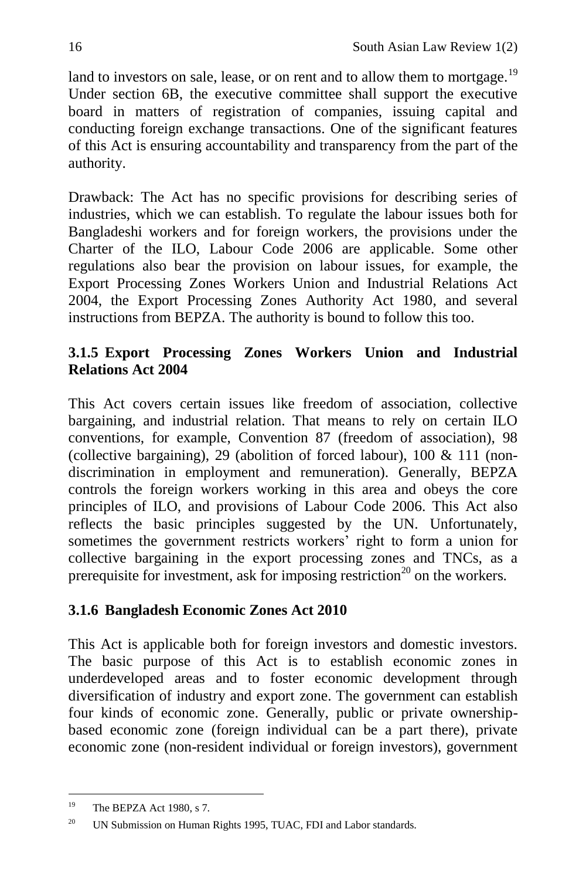land to investors on sale, lease, or on rent and to allow them to mortgage.[19] Under section 6B, the executive committee shall support the executive board in matters of registration of companies, issuing capital and conducting foreign exchange transactions. One of the significant features of this Act is ensuring accountability and transparency from the part of the authority.

Drawback: The Act has no specific provisions for describing series of industries, which we can establish. To regulate the labour issues both for Bangladeshi workers and for foreign workers, the provisions under the Charter of the ILO, Labour Code 2006 are applicable. Some other regulations also bear the provision on labour issues, for example, the Export Processing Zones Workers Union and Industrial Relations Act 2004, the Export Processing Zones Authority Act 1980, and several instructions from BEPZA. The authority is bound to follow this too.

### 3.1.5 Export Processing Zones Workers Union and Industrial Relations Act 2004

This Act covers certain issues like freedom of association, collective bargaining, and industrial relation. That means to rely on certain ILO conventions, for example, Convention 87 (freedom of association), 98 (collective bargaining), 29 (abolition of forced labour), 100 & 111 (non-discrimination in employment and remuneration). Generally, BEPZA controls the foreign workers working in this area and obeys the core principles of ILO, and provisions of Labour Code 2006. This Act also reflects the basic principles suggested by the UN. Unfortunately, sometimes the government restricts workers' right to form a union for collective bargaining in the export processing zones and TNCs, as a prerequisite for investment, ask for imposing restriction[20] on the workers.

### 3.1.6 Bangladesh Economic Zones Act 2010

This Act is applicable both for foreign investors and domestic investors. The basic purpose of this Act is to establish economic zones in underdeveloped areas and to foster economic development through diversification of industry and export zone. The government can establish four kinds of economic zone. Generally, public or private ownership-based economic zone (foreign individual can be a part there), private economic zone (non-resident individual or foreign investors), government

---

[19] The BEPZA Act 1980, s 7.

[20] UN Submission on Human Rights 1995, TUAC, FDI and Labor standards.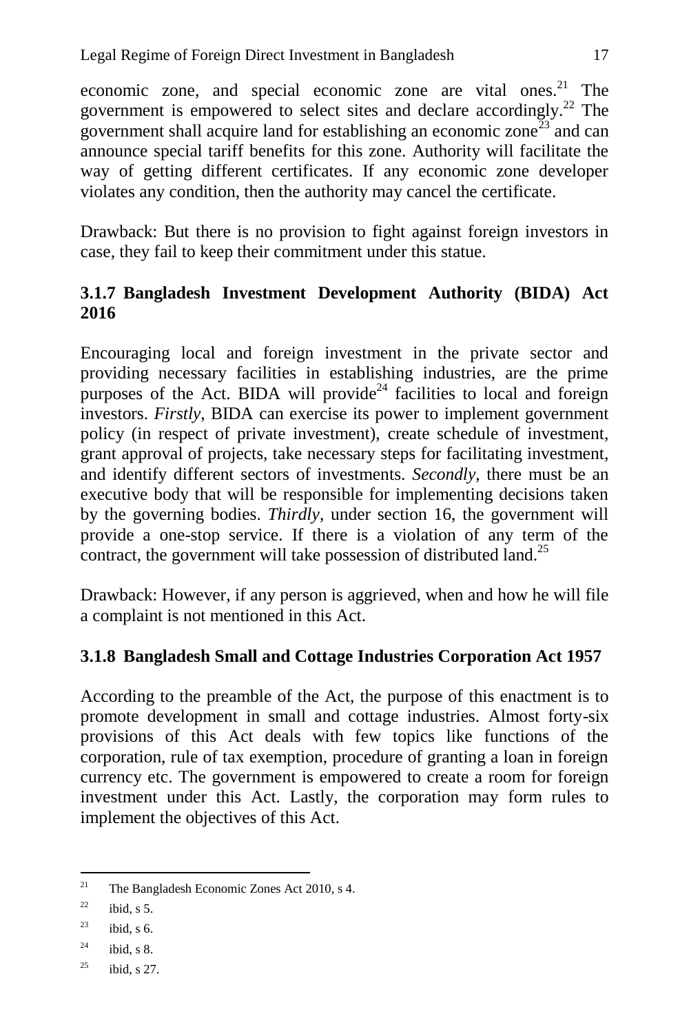economic zone, and special economic zone are vital ones.[21] The government is empowered to select sites and declare accordingly.[22] The government shall acquire land for establishing an economic zone[23] and can announce special tariff benefits for this zone. Authority will facilitate the way of getting different certificates. If any economic zone developer violates any condition, then the authority may cancel the certificate.

Drawback: But there is no provision to fight against foreign investors in case, they fail to keep their commitment under this statue.

### 3.1.7 Bangladesh Investment Development Authority (BIDA) Act 2016

Encouraging local and foreign investment in the private sector and providing necessary facilities in establishing industries, are the prime purposes of the Act. BIDA will provide[24] facilities to local and foreign investors. *Firstly*, BIDA can exercise its power to implement government policy (in respect of private investment), create schedule of investment, grant approval of projects, take necessary steps for facilitating investment, and identify different sectors of investments. *Secondly*, there must be an executive body that will be responsible for implementing decisions taken by the governing bodies. *Thirdly*, under section 16, the government will provide a one-stop service. If there is a violation of any term of the contract, the government will take possession of distributed land.[25]

Drawback: However, if any person is aggrieved, when and how he will file a complaint is not mentioned in this Act.

### 3.1.8 Bangladesh Small and Cottage Industries Corporation Act 1957

According to the preamble of the Act, the purpose of this enactment is to promote development in small and cottage industries. Almost forty-six provisions of this Act deals with few topics like functions of the corporation, rule of tax exemption, procedure of granting a loan in foreign currency etc. The government is empowered to create a room for foreign investment under this Act. Lastly, the corporation may form rules to implement the objectives of this Act.

---

[21] The Bangladesh Economic Zones Act 2010, s 4.

[22] ibid, s 5.

[23] ibid, s 6.

[24] ibid, s 8.

[25] ibid, s 27.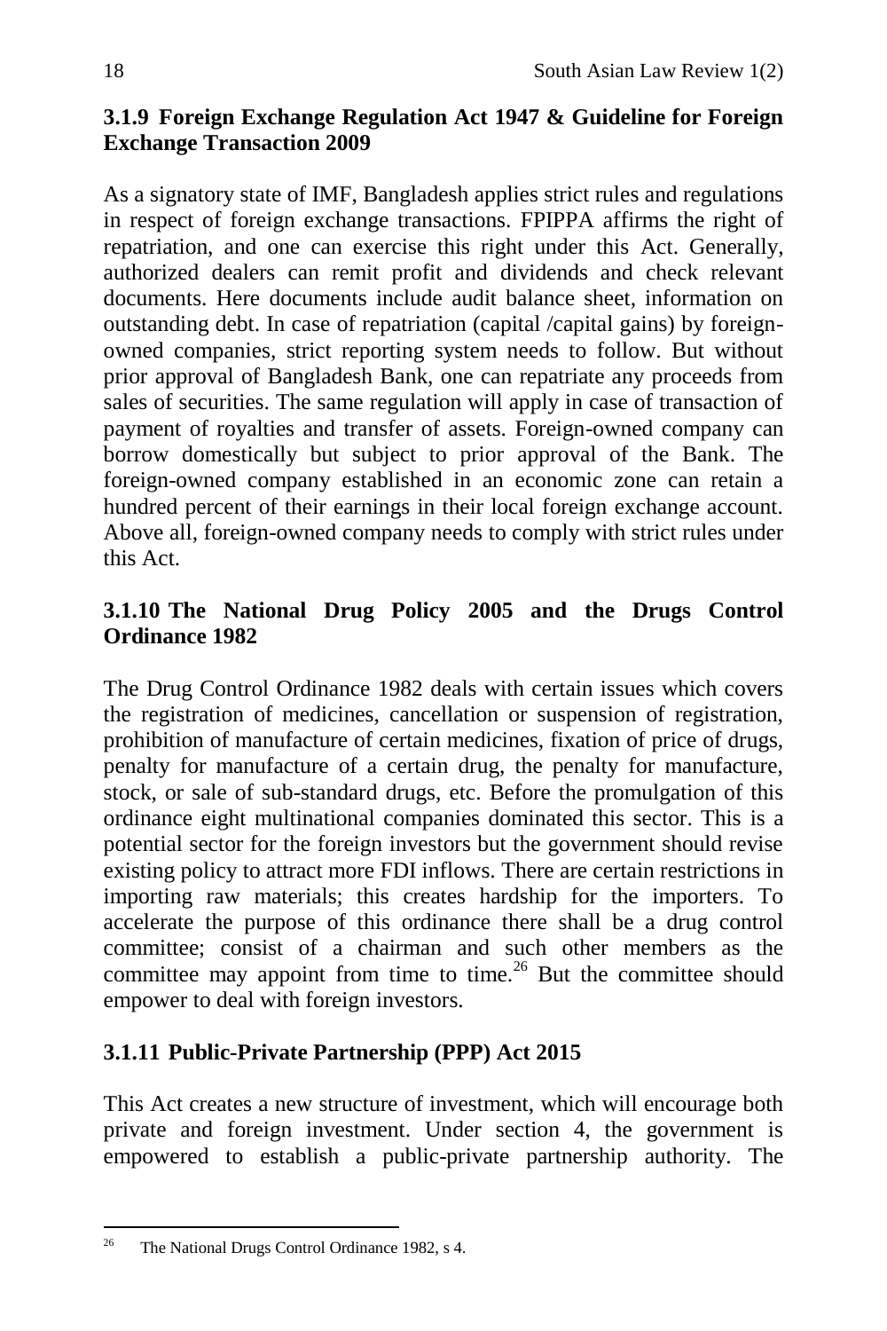### 3.1.9 Foreign Exchange Regulation Act 1947 & Guideline for Foreign Exchange Transaction 2009

As a signatory state of IMF, Bangladesh applies strict rules and regulations in respect of foreign exchange transactions. FPIPPA affirms the right of repatriation, and one can exercise this right under this Act. Generally, authorized dealers can remit profit and dividends and check relevant documents. Here documents include audit balance sheet, information on outstanding debt. In case of repatriation (capital /capital gains) by foreign-owned companies, strict reporting system needs to follow. But without prior approval of Bangladesh Bank, one can repatriate any proceeds from sales of securities. The same regulation will apply in case of transaction of payment of royalties and transfer of assets. Foreign-owned company can borrow domestically but subject to prior approval of the Bank. The foreign-owned company established in an economic zone can retain a hundred percent of their earnings in their local foreign exchange account. Above all, foreign-owned company needs to comply with strict rules under this Act.

### 3.1.10 The National Drug Policy 2005 and the Drugs Control Ordinance 1982

The Drug Control Ordinance 1982 deals with certain issues which covers the registration of medicines, cancellation or suspension of registration, prohibition of manufacture of certain medicines, fixation of price of drugs, penalty for manufacture of a certain drug, the penalty for manufacture, stock, or sale of sub-standard drugs, etc. Before the promulgation of this ordinance eight multinational companies dominated this sector. This is a potential sector for the foreign investors but the government should revise existing policy to attract more FDI inflows. There are certain restrictions in importing raw materials; this creates hardship for the importers. To accelerate the purpose of this ordinance there shall be a drug control committee; consist of a chairman and such other members as the committee may appoint from time to time.[26] But the committee should empower to deal with foreign investors.

### 3.1.11 Public-Private Partnership (PPP) Act 2015

This Act creates a new structure of investment, which will encourage both private and foreign investment. Under section 4, the government is empowered to establish a public-private partnership authority. The

[26] The National Drugs Control Ordinance 1982, s 4.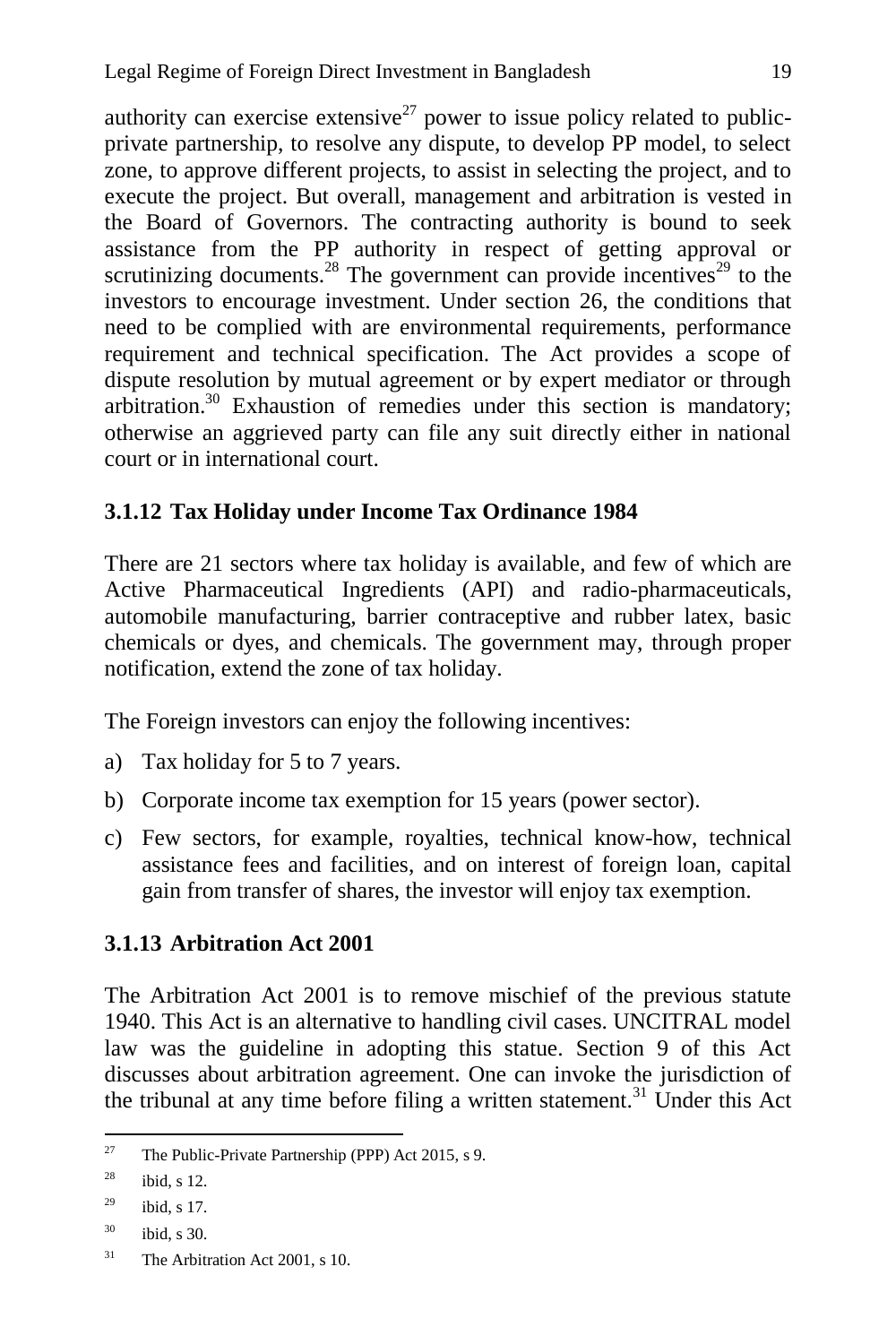authority can exercise extensive[27] power to issue policy related to public-private partnership, to resolve any dispute, to develop PP model, to select zone, to approve different projects, to assist in selecting the project, and to execute the project. But overall, management and arbitration is vested in the Board of Governors. The contracting authority is bound to seek assistance from the PP authority in respect of getting approval or scrutinizing documents.[28] The government can provide incentives[29] to the investors to encourage investment. Under section 26, the conditions that need to be complied with are environmental requirements, performance requirement and technical specification. The Act provides a scope of dispute resolution by mutual agreement or by expert mediator or through arbitration.[30] Exhaustion of remedies under this section is mandatory; otherwise an aggrieved party can file any suit directly either in national court or in international court.

### 3.1.12 Tax Holiday under Income Tax Ordinance 1984

There are 21 sectors where tax holiday is available, and few of which are Active Pharmaceutical Ingredients (API) and radio-pharmaceuticals, automobile manufacturing, barrier contraceptive and rubber latex, basic chemicals or dyes, and chemicals. The government may, through proper notification, extend the zone of tax holiday.

The Foreign investors can enjoy the following incentives:

a) Tax holiday for 5 to 7 years.

b) Corporate income tax exemption for 15 years (power sector).

c) Few sectors, for example, royalties, technical know-how, technical assistance fees and facilities, and on interest of foreign loan, capital gain from transfer of shares, the investor will enjoy tax exemption.

### 3.1.13 Arbitration Act 2001

The Arbitration Act 2001 is to remove mischief of the previous statute 1940. This Act is an alternative to handling civil cases. UNCITRAL model law was the guideline in adopting this statue. Section 9 of this Act discusses about arbitration agreement. One can invoke the jurisdiction of the tribunal at any time before filing a written statement.[31] Under this Act

---

[27] The Public-Private Partnership (PPP) Act 2015, s 9.

[28] ibid, s 12.

[29] ibid, s 17.

[30] ibid, s 30.

[31] The Arbitration Act 2001, s 10.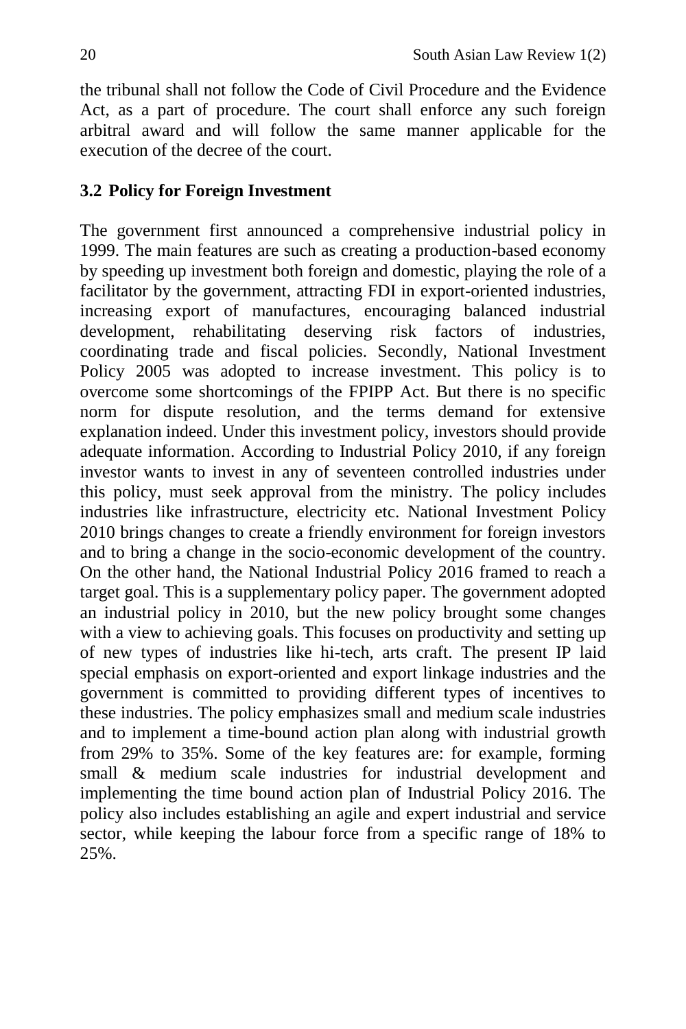the tribunal shall not follow the Code of Civil Procedure and the Evidence Act, as a part of procedure. The court shall enforce any such foreign arbitral award and will follow the same manner applicable for the execution of the decree of the court.

### 3.2 Policy for Foreign Investment

The government first announced a comprehensive industrial policy in 1999. The main features are such as creating a production-based economy by speeding up investment both foreign and domestic, playing the role of a facilitator by the government, attracting FDI in export-oriented industries, increasing export of manufactures, encouraging balanced industrial development, rehabilitating deserving risk factors of industries, coordinating trade and fiscal policies. Secondly, National Investment Policy 2005 was adopted to increase investment. This policy is to overcome some shortcomings of the FPIPP Act. But there is no specific norm for dispute resolution, and the terms demand for extensive explanation indeed. Under this investment policy, investors should provide adequate information. According to Industrial Policy 2010, if any foreign investor wants to invest in any of seventeen controlled industries under this policy, must seek approval from the ministry. The policy includes industries like infrastructure, electricity etc. National Investment Policy 2010 brings changes to create a friendly environment for foreign investors and to bring a change in the socio-economic development of the country. On the other hand, the National Industrial Policy 2016 framed to reach a target goal. This is a supplementary policy paper. The government adopted an industrial policy in 2010, but the new policy brought some changes with a view to achieving goals. This focuses on productivity and setting up of new types of industries like hi-tech, arts craft. The present IP laid special emphasis on export-oriented and export linkage industries and the government is committed to providing different types of incentives to these industries. The policy emphasizes small and medium scale industries and to implement a time-bound action plan along with industrial growth from 29% to 35%. Some of the key features are: for example, forming small & medium scale industries for industrial development and implementing the time bound action plan of Industrial Policy 2016. The policy also includes establishing an agile and expert industrial and service sector, while keeping the labour force from a specific range of 18% to 25%.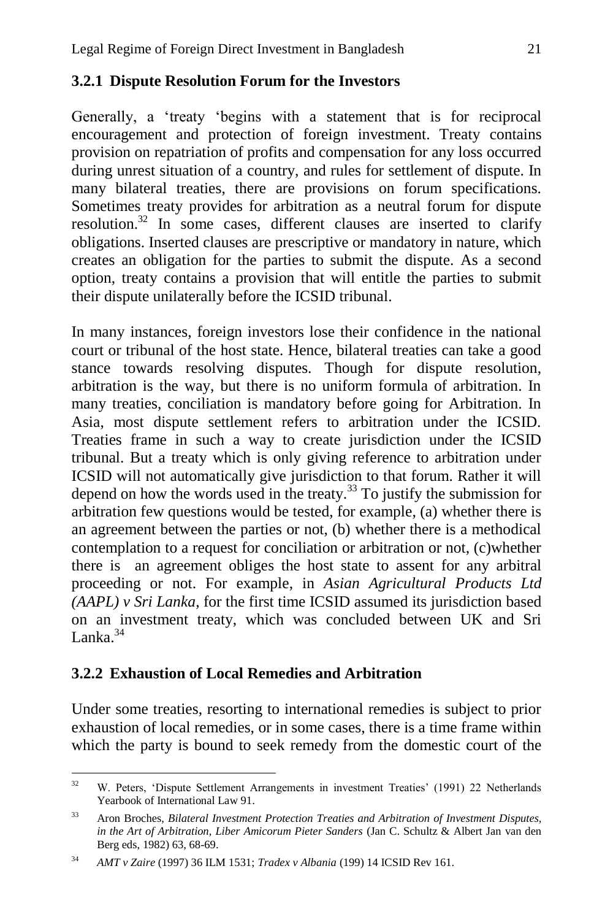### 3.2.1 Dispute Resolution Forum for the Investors

Generally, a 'treaty 'begins with a statement that is for reciprocal encouragement and protection of foreign investment. Treaty contains provision on repatriation of profits and compensation for any loss occurred during unrest situation of a country, and rules for settlement of dispute. In many bilateral treaties, there are provisions on forum specifications. Sometimes treaty provides for arbitration as a neutral forum for dispute resolution.[32] In some cases, different clauses are inserted to clarify obligations. Inserted clauses are prescriptive or mandatory in nature, which creates an obligation for the parties to submit the dispute. As a second option, treaty contains a provision that will entitle the parties to submit their dispute unilaterally before the ICSID tribunal.

In many instances, foreign investors lose their confidence in the national court or tribunal of the host state. Hence, bilateral treaties can take a good stance towards resolving disputes. Though for dispute resolution, arbitration is the way, but there is no uniform formula of arbitration. In many treaties, conciliation is mandatory before going for Arbitration. In Asia, most dispute settlement refers to arbitration under the ICSID. Treaties frame in such a way to create jurisdiction under the ICSID tribunal. But a treaty which is only giving reference to arbitration under ICSID will not automatically give jurisdiction to that forum. Rather it will depend on how the words used in the treaty.[33] To justify the submission for arbitration few questions would be tested, for example, (a) whether there is an agreement between the parties or not, (b) whether there is a methodical contemplation to a request for conciliation or arbitration or not, (c)whether there is an agreement obliges the host state to assent for any arbitral proceeding or not. For example, in *Asian Agricultural Products Ltd (AAPL) v Sri Lanka*, for the first time ICSID assumed its jurisdiction based on an investment treaty, which was concluded between UK and Sri Lanka.[34]

### 3.2.2 Exhaustion of Local Remedies and Arbitration

Under some treaties, resorting to international remedies is subject to prior exhaustion of local remedies, or in some cases, there is a time frame within which the party is bound to seek remedy from the domestic court of the

---

[32] W. Peters, 'Dispute Settlement Arrangements in investment Treaties' (1991) 22 Netherlands Yearbook of International Law 91.

[33] Aron Broches, *Bilateral Investment Protection Treaties and Arbitration of Investment Disputes, in the Art of Arbitration, Liber Amicorum Pieter Sanders* (Jan C. Schultz & Albert Jan van den Berg eds, 1982) 63, 68-69.

[34] *AMT v Zaire* (1997) 36 ILM 1531; *Tradex v Albania* (199) 14 ICSID Rev 161.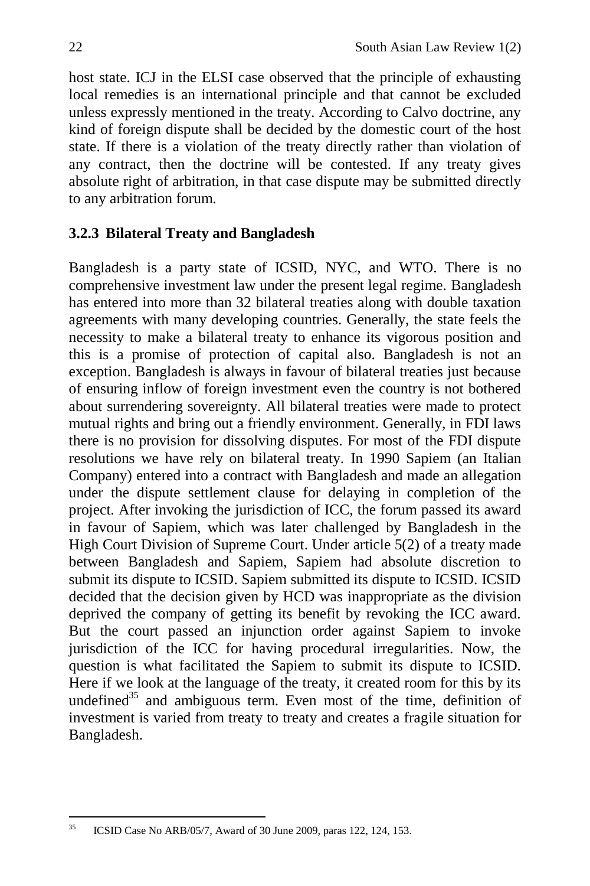host state. ICJ in the ELSI case observed that the principle of exhausting local remedies is an international principle and that cannot be excluded unless expressly mentioned in the treaty. According to Calvo doctrine, any kind of foreign dispute shall be decided by the domestic court of the host state. If there is a violation of the treaty directly rather than violation of any contract, then the doctrine will be contested. If any treaty gives absolute right of arbitration, in that case dispute may be submitted directly to any arbitration forum.

### 3.2.3 Bilateral Treaty and Bangladesh

Bangladesh is a party state of ICSID, NYC, and WTO. There is no comprehensive investment law under the present legal regime. Bangladesh has entered into more than 32 bilateral treaties along with double taxation agreements with many developing countries. Generally, the state feels the necessity to make a bilateral treaty to enhance its vigorous position and this is a promise of protection of capital also. Bangladesh is not an exception. Bangladesh is always in favour of bilateral treaties just because of ensuring inflow of foreign investment even the country is not bothered about surrendering sovereignty. All bilateral treaties were made to protect mutual rights and bring out a friendly environment. Generally, in FDI laws there is no provision for dissolving disputes. For most of the FDI dispute resolutions we have rely on bilateral treaty. In 1990 Sapiem (an Italian Company) entered into a contract with Bangladesh and made an allegation under the dispute settlement clause for delaying in completion of the project. After invoking the jurisdiction of ICC, the forum passed its award in favour of Sapiem, which was later challenged by Bangladesh in the High Court Division of Supreme Court. Under article 5(2) of a treaty made between Bangladesh and Sapiem, Sapiem had absolute discretion to submit its dispute to ICSID. Sapiem submitted its dispute to ICSID. ICSID decided that the decision given by HCD was inappropriate as the division deprived the company of getting its benefit by revoking the ICC award. But the court passed an injunction order against Sapiem to invoke jurisdiction of the ICC for having procedural irregularities. Now, the question is what facilitated the Sapiem to submit its dispute to ICSID. Here if we look at the language of the treaty, it created room for this by its undefined[35] and ambiguous term. Even most of the time, definition of investment is varied from treaty to treaty and creates a fragile situation for Bangladesh.

---

[35] ICSID Case No ARB/05/7, Award of 30 June 2009, paras 122, 124, 153.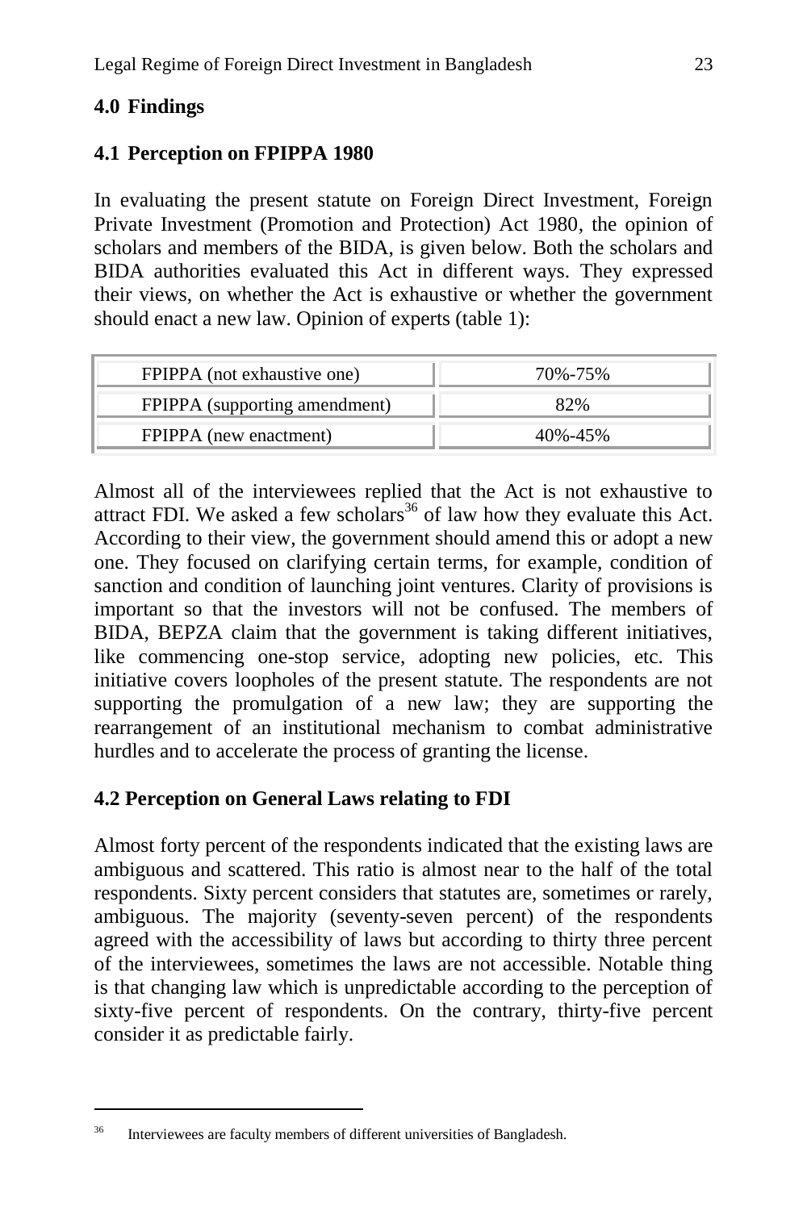## 4.0 Findings

### 4.1 Perception on FPIPPA 1980

In evaluating the present statute on Foreign Direct Investment, Foreign Private Investment (Promotion and Protection) Act 1980, the opinion of scholars and members of the BIDA, is given below. Both the scholars and BIDA authorities evaluated this Act in different ways. They expressed their views, on whether the Act is exhaustive or whether the government should enact a new law. Opinion of experts (table 1):

| | |
|---|---|
| FPIPPA (not exhaustive one) | 70%-75% |
| FPIPPA (supporting amendment) | 82% |
| FPIPPA (new enactment) | 40%-45% |

Almost all of the interviewees replied that the Act is not exhaustive to attract FDI. We asked a few scholars[36] of law how they evaluate this Act. According to their view, the government should amend this or adopt a new one. They focused on clarifying certain terms, for example, condition of sanction and condition of launching joint ventures. Clarity of provisions is important so that the investors will not be confused. The members of BIDA, BEPZA claim that the government is taking different initiatives, like commencing one-stop service, adopting new policies, etc. This initiative covers loopholes of the present statute. The respondents are not supporting the promulgation of a new law; they are supporting the rearrangement of an institutional mechanism to combat administrative hurdles and to accelerate the process of granting the license.

### 4.2 Perception on General Laws relating to FDI

Almost forty percent of the respondents indicated that the existing laws are ambiguous and scattered. This ratio is almost near to the half of the total respondents. Sixty percent considers that statutes are, sometimes or rarely, ambiguous. The majority (seventy-seven percent) of the respondents agreed with the accessibility of laws but according to thirty three percent of the interviewees, sometimes the laws are not accessible. Notable thing is that changing law which is unpredictable according to the perception of sixty-five percent of respondents. On the contrary, thirty-five percent consider it as predictable fairly.

---

[36] Interviewees are faculty members of different universities of Bangladesh.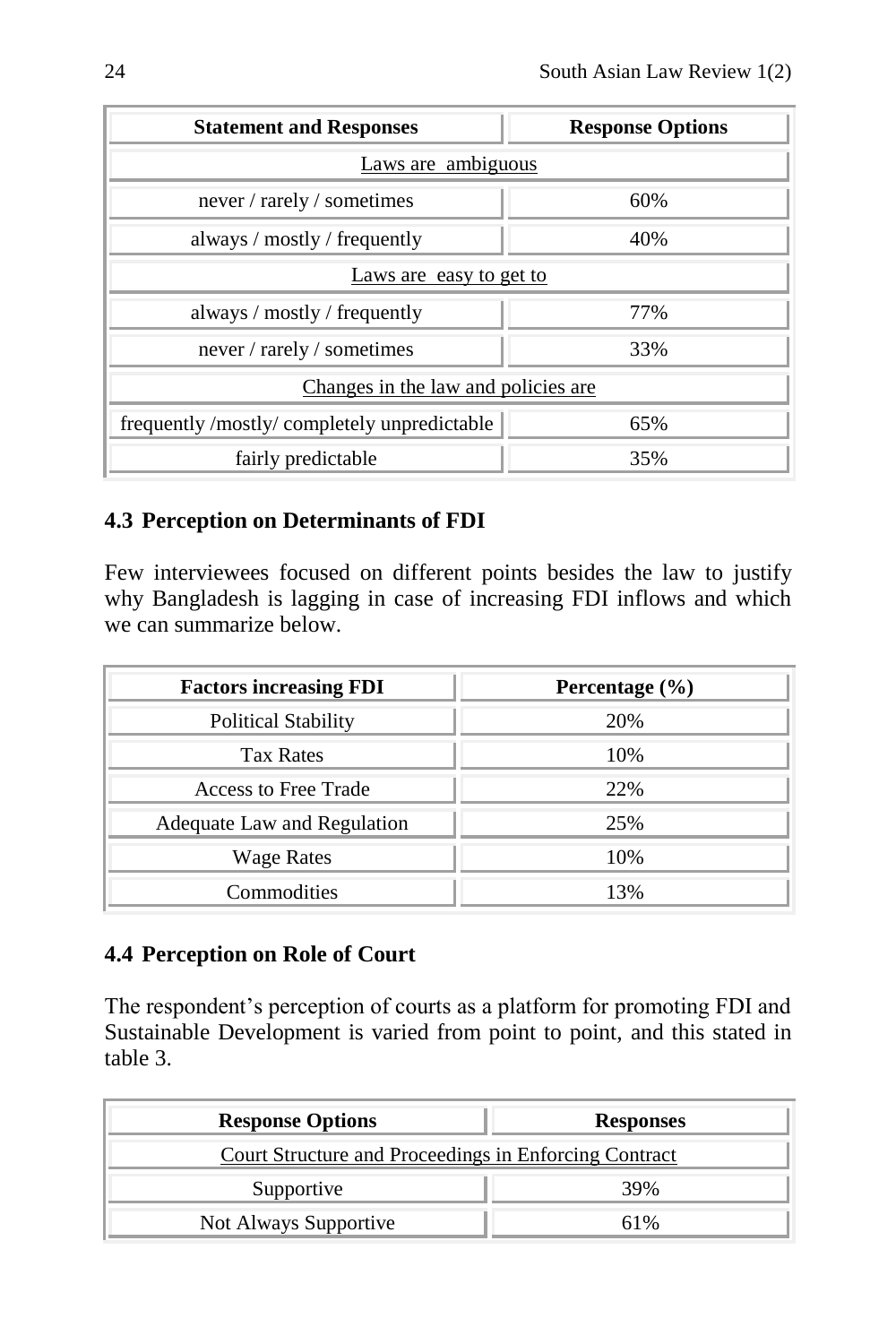| Statement and Responses | Response Options |
|---|---|
| Laws are ambiguous | |
| never / rarely / sometimes | 60% |
| always / mostly / frequently | 40% |
| Laws are easy to get to | |
| always / mostly / frequently | 77% |
| never / rarely / sometimes | 33% |
| Changes in the law and policies are | |
| frequently /mostly/ completely unpredictable | 65% |
| fairly predictable | 35% |

### 4.3 Perception on Determinants of FDI

Few interviewees focused on different points besides the law to justify why Bangladesh is lagging in case of increasing FDI inflows and which we can summarize below.

| Factors increasing FDI | Percentage (%) |
|---|---|
| Political Stability | 20% |
| Tax Rates | 10% |
| Access to Free Trade | 22% |
| Adequate Law and Regulation | 25% |
| Wage Rates | 10% |
| Commodities | 13% |

### 4.4 Perception on Role of Court

The respondent's perception of courts as a platform for promoting FDI and Sustainable Development is varied from point to point, and this stated in table 3.

| Response Options | Responses |
|---|---|
| Court Structure and Proceedings in Enforcing Contract | |
| Supportive | 39% |
| Not Always Supportive | 61% |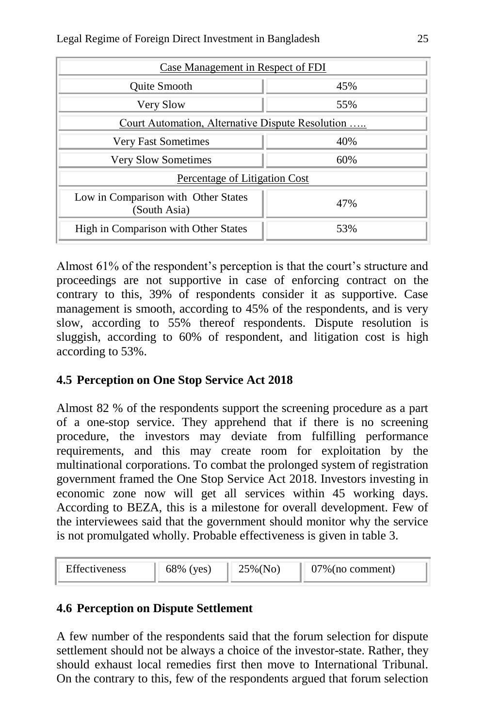| Case Management in Respect of FDI | |
|---|---|
| Quite Smooth | 45% |
| Very Slow | 55% |
| Court Automation, Alternative Dispute Resolution ….. | |
| Very Fast Sometimes | 40% |
| Very Slow Sometimes | 60% |
| Percentage of Litigation Cost | |
| Low in Comparison with Other States (South Asia) | 47% |
| High in Comparison with Other States | 53% |

Almost 61% of the respondent's perception is that the court's structure and proceedings are not supportive in case of enforcing contract on the contrary to this, 39% of respondents consider it as supportive. Case management is smooth, according to 45% of the respondents, and is very slow, according to 55% thereof respondents. Dispute resolution is sluggish, according to 60% of respondent, and litigation cost is high according to 53%.

### 4.5 Perception on One Stop Service Act 2018

Almost 82 % of the respondents support the screening procedure as a part of a one-stop service. They apprehend that if there is no screening procedure, the investors may deviate from fulfilling performance requirements, and this may create room for exploitation by the multinational corporations. To combat the prolonged system of registration government framed the One Stop Service Act 2018. Investors investing in economic zone now will get all services within 45 working days. According to BEZA, this is a milestone for overall development. Few of the interviewees said that the government should monitor why the service is not promulgated wholly. Probable effectiveness is given in table 3.

| | | | |
|---|---|---|---|
| Effectiveness | 68% (yes) | 25%(No) | 07%(no comment) |

### 4.6 Perception on Dispute Settlement

A few number of the respondents said that the forum selection for dispute settlement should not be always a choice of the investor-state. Rather, they should exhaust local remedies first then move to International Tribunal. On the contrary to this, few of the respondents argued that forum selection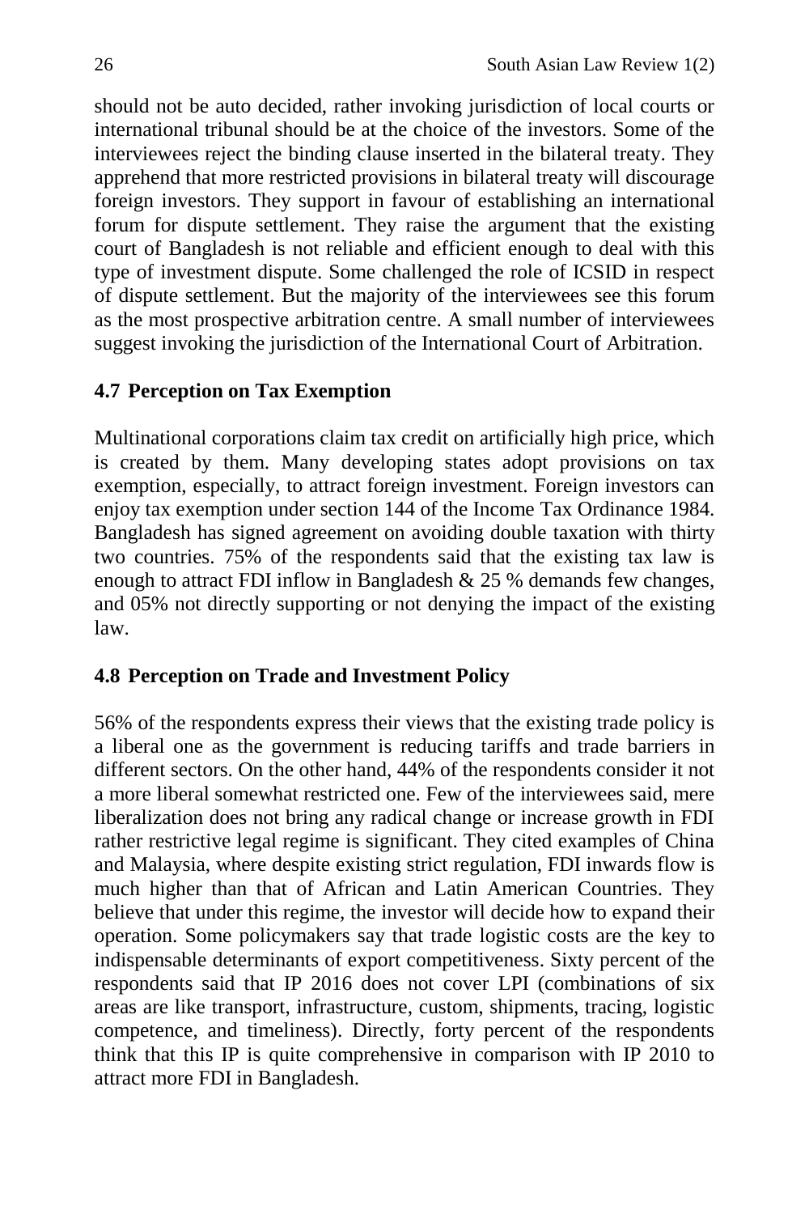should not be auto decided, rather invoking jurisdiction of local courts or international tribunal should be at the choice of the investors. Some of the interviewees reject the binding clause inserted in the bilateral treaty. They apprehend that more restricted provisions in bilateral treaty will discourage foreign investors. They support in favour of establishing an international forum for dispute settlement. They raise the argument that the existing court of Bangladesh is not reliable and efficient enough to deal with this type of investment dispute. Some challenged the role of ICSID in respect of dispute settlement. But the majority of the interviewees see this forum as the most prospective arbitration centre. A small number of interviewees suggest invoking the jurisdiction of the International Court of Arbitration.

### 4.7 Perception on Tax Exemption

Multinational corporations claim tax credit on artificially high price, which is created by them. Many developing states adopt provisions on tax exemption, especially, to attract foreign investment. Foreign investors can enjoy tax exemption under section 144 of the Income Tax Ordinance 1984. Bangladesh has signed agreement on avoiding double taxation with thirty two countries. 75% of the respondents said that the existing tax law is enough to attract FDI inflow in Bangladesh & 25 % demands few changes, and 05% not directly supporting or not denying the impact of the existing law.

### 4.8 Perception on Trade and Investment Policy

56% of the respondents express their views that the existing trade policy is a liberal one as the government is reducing tariffs and trade barriers in different sectors. On the other hand, 44% of the respondents consider it not a more liberal somewhat restricted one. Few of the interviewees said, mere liberalization does not bring any radical change or increase growth in FDI rather restrictive legal regime is significant. They cited examples of China and Malaysia, where despite existing strict regulation, FDI inwards flow is much higher than that of African and Latin American Countries. They believe that under this regime, the investor will decide how to expand their operation. Some policymakers say that trade logistic costs are the key to indispensable determinants of export competitiveness. Sixty percent of the respondents said that IP 2016 does not cover LPI (combinations of six areas are like transport, infrastructure, custom, shipments, tracing, logistic competence, and timeliness). Directly, forty percent of the respondents think that this IP is quite comprehensive in comparison with IP 2010 to attract more FDI in Bangladesh.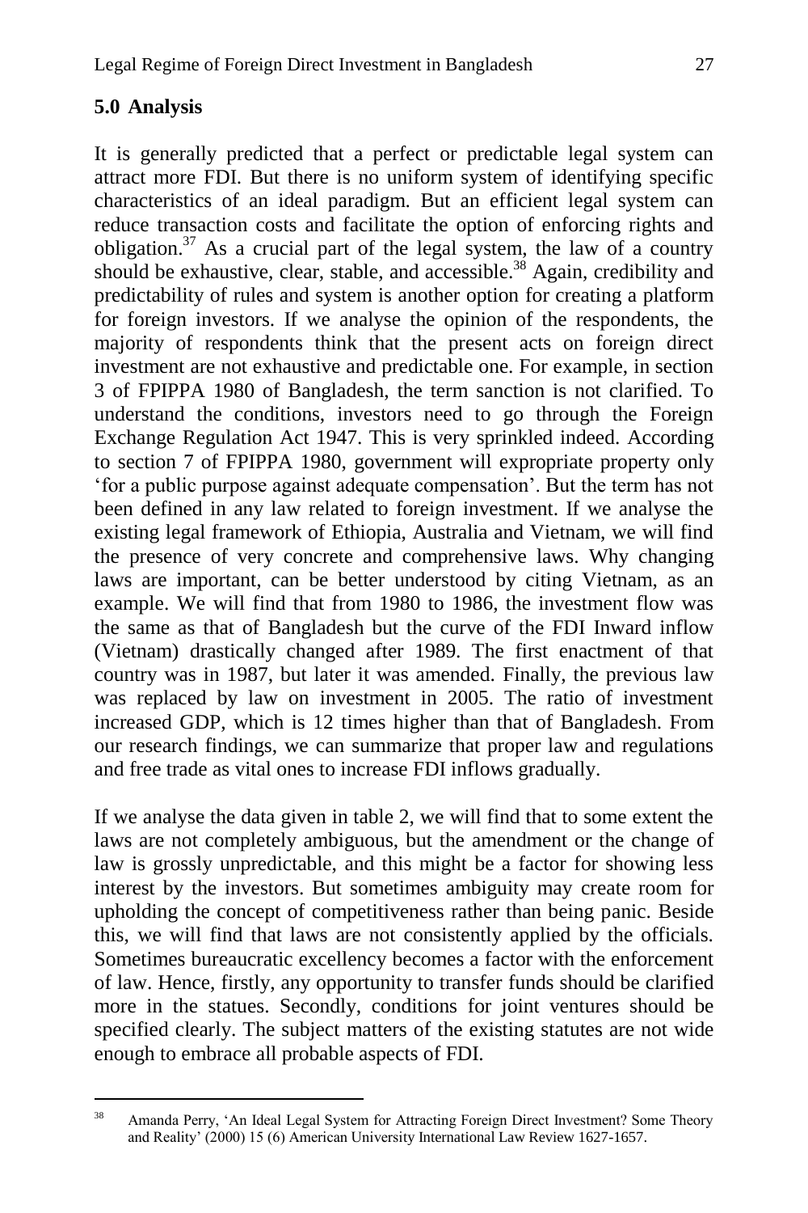## 5.0 Analysis

It is generally predicted that a perfect or predictable legal system can attract more FDI. But there is no uniform system of identifying specific characteristics of an ideal paradigm. But an efficient legal system can reduce transaction costs and facilitate the option of enforcing rights and obligation.[37] As a crucial part of the legal system, the law of a country should be exhaustive, clear, stable, and accessible.[38] Again, credibility and predictability of rules and system is another option for creating a platform for foreign investors. If we analyse the opinion of the respondents, the majority of respondents think that the present acts on foreign direct investment are not exhaustive and predictable one. For example, in section 3 of FPIPPA 1980 of Bangladesh, the term sanction is not clarified. To understand the conditions, investors need to go through the Foreign Exchange Regulation Act 1947. This is very sprinkled indeed. According to section 7 of FPIPPA 1980, government will expropriate property only 'for a public purpose against adequate compensation'. But the term has not been defined in any law related to foreign investment. If we analyse the existing legal framework of Ethiopia, Australia and Vietnam, we will find the presence of very concrete and comprehensive laws. Why changing laws are important, can be better understood by citing Vietnam, as an example. We will find that from 1980 to 1986, the investment flow was the same as that of Bangladesh but the curve of the FDI Inward inflow (Vietnam) drastically changed after 1989. The first enactment of that country was in 1987, but later it was amended. Finally, the previous law was replaced by law on investment in 2005. The ratio of investment increased GDP, which is 12 times higher than that of Bangladesh. From our research findings, we can summarize that proper law and regulations and free trade as vital ones to increase FDI inflows gradually.

If we analyse the data given in table 2, we will find that to some extent the laws are not completely ambiguous, but the amendment or the change of law is grossly unpredictable, and this might be a factor for showing less interest by the investors. But sometimes ambiguity may create room for upholding the concept of competitiveness rather than being panic. Beside this, we will find that laws are not consistently applied by the officials. Sometimes bureaucratic excellency becomes a factor with the enforcement of law. Hence, firstly, any opportunity to transfer funds should be clarified more in the statues. Secondly, conditions for joint ventures should be specified clearly. The subject matters of the existing statutes are not wide enough to embrace all probable aspects of FDI.

[38] Amanda Perry, 'An Ideal Legal System for Attracting Foreign Direct Investment? Some Theory and Reality' (2000) 15 (6) American University International Law Review 1627-1657.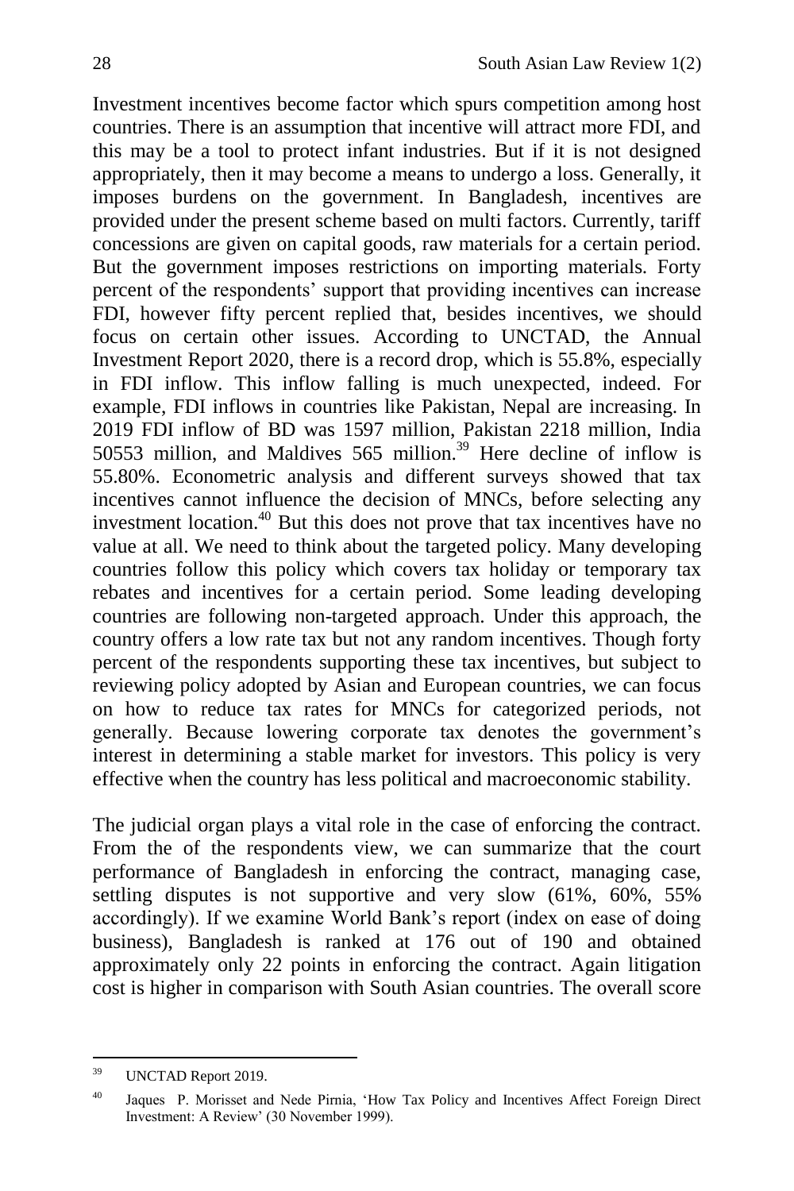Investment incentives become factor which spurs competition among host countries. There is an assumption that incentive will attract more FDI, and this may be a tool to protect infant industries. But if it is not designed appropriately, then it may become a means to undergo a loss. Generally, it imposes burdens on the government. In Bangladesh, incentives are provided under the present scheme based on multi factors. Currently, tariff concessions are given on capital goods, raw materials for a certain period. But the government imposes restrictions on importing materials. Forty percent of the respondents' support that providing incentives can increase FDI, however fifty percent replied that, besides incentives, we should focus on certain other issues. According to UNCTAD, the Annual Investment Report 2020, there is a record drop, which is 55.8%, especially in FDI inflow. This inflow falling is much unexpected, indeed. For example, FDI inflows in countries like Pakistan, Nepal are increasing. In 2019 FDI inflow of BD was 1597 million, Pakistan 2218 million, India 50553 million, and Maldives 565 million.[39] Here decline of inflow is 55.80%. Econometric analysis and different surveys showed that tax incentives cannot influence the decision of MNCs, before selecting any investment location.[40] But this does not prove that tax incentives have no value at all. We need to think about the targeted policy. Many developing countries follow this policy which covers tax holiday or temporary tax rebates and incentives for a certain period. Some leading developing countries are following non-targeted approach. Under this approach, the country offers a low rate tax but not any random incentives. Though forty percent of the respondents supporting these tax incentives, but subject to reviewing policy adopted by Asian and European countries, we can focus on how to reduce tax rates for MNCs for categorized periods, not generally. Because lowering corporate tax denotes the government's interest in determining a stable market for investors. This policy is very effective when the country has less political and macroeconomic stability.

The judicial organ plays a vital role in the case of enforcing the contract. From the of the respondents view, we can summarize that the court performance of Bangladesh in enforcing the contract, managing case, settling disputes is not supportive and very slow (61%, 60%, 55% accordingly). If we examine World Bank's report (index on ease of doing business), Bangladesh is ranked at 176 out of 190 and obtained approximately only 22 points in enforcing the contract. Again litigation cost is higher in comparison with South Asian countries. The overall score

[39] UNCTAD Report 2019.

[40] Jaques P. Morisset and Nede Pirnia, 'How Tax Policy and Incentives Affect Foreign Direct Investment: A Review' (30 November 1999).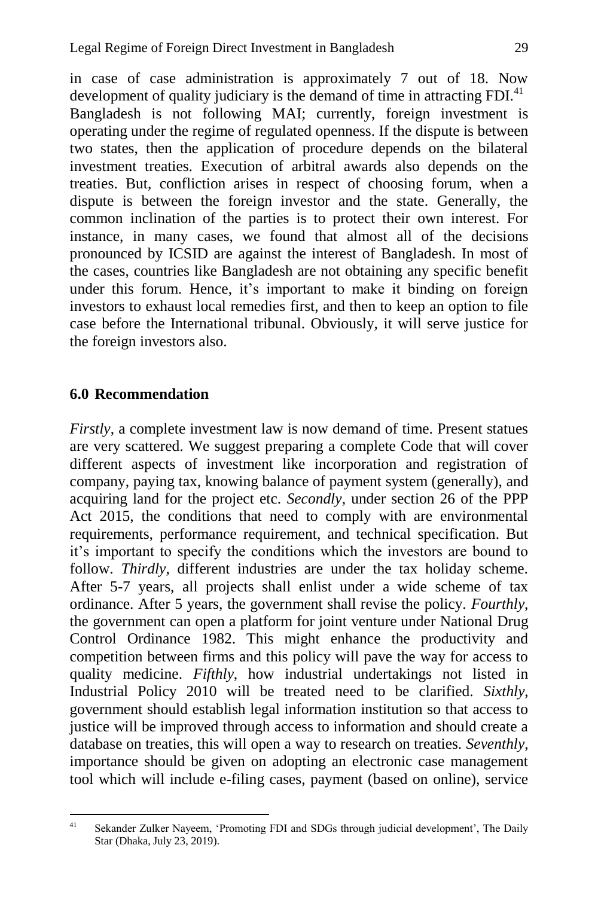in case of case administration is approximately 7 out of 18. Now development of quality judiciary is the demand of time in attracting FDI.[41] Bangladesh is not following MAI; currently, foreign investment is operating under the regime of regulated openness. If the dispute is between two states, then the application of procedure depends on the bilateral investment treaties. Execution of arbitral awards also depends on the treaties. But, confliction arises in respect of choosing forum, when a dispute is between the foreign investor and the state. Generally, the common inclination of the parties is to protect their own interest. For instance, in many cases, we found that almost all of the decisions pronounced by ICSID are against the interest of Bangladesh. In most of the cases, countries like Bangladesh are not obtaining any specific benefit under this forum. Hence, it's important to make it binding on foreign investors to exhaust local remedies first, and then to keep an option to file case before the International tribunal. Obviously, it will serve justice for the foreign investors also.

## 6.0 Recommendation

*Firstly*, a complete investment law is now demand of time. Present statues are very scattered. We suggest preparing a complete Code that will cover different aspects of investment like incorporation and registration of company, paying tax, knowing balance of payment system (generally), and acquiring land for the project etc. *Secondly*, under section 26 of the PPP Act 2015, the conditions that need to comply with are environmental requirements, performance requirement, and technical specification. But it's important to specify the conditions which the investors are bound to follow. *Thirdly*, different industries are under the tax holiday scheme. After 5-7 years, all projects shall enlist under a wide scheme of tax ordinance. After 5 years, the government shall revise the policy. *Fourthly*, the government can open a platform for joint venture under National Drug Control Ordinance 1982. This might enhance the productivity and competition between firms and this policy will pave the way for access to quality medicine. *Fifthly*, how industrial undertakings not listed in Industrial Policy 2010 will be treated need to be clarified. *Sixthly*, government should establish legal information institution so that access to justice will be improved through access to information and should create a database on treaties, this will open a way to research on treaties. *Seventhly*, importance should be given on adopting an electronic case management tool which will include e-filing cases, payment (based on online), service

[41] Sekander Zulker Nayeem, 'Promoting FDI and SDGs through judicial development', The Daily Star (Dhaka, July 23, 2019).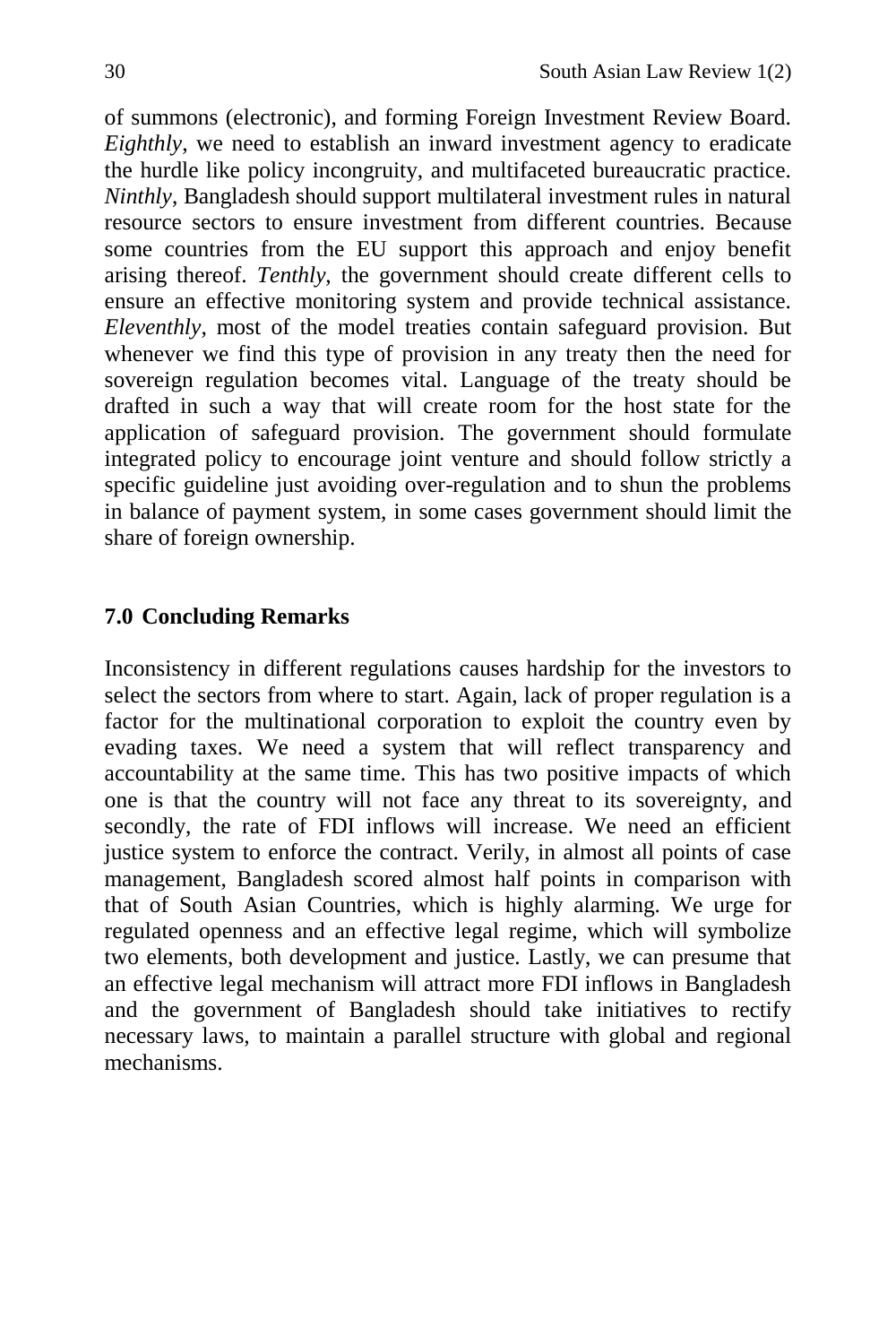of summons (electronic), and forming Foreign Investment Review Board. *Eighthly*, we need to establish an inward investment agency to eradicate the hurdle like policy incongruity, and multifaceted bureaucratic practice. *Ninthly*, Bangladesh should support multilateral investment rules in natural resource sectors to ensure investment from different countries. Because some countries from the EU support this approach and enjoy benefit arising thereof. *Tenthly*, the government should create different cells to ensure an effective monitoring system and provide technical assistance. *Eleventhly*, most of the model treaties contain safeguard provision. But whenever we find this type of provision in any treaty then the need for sovereign regulation becomes vital. Language of the treaty should be drafted in such a way that will create room for the host state for the application of safeguard provision. The government should formulate integrated policy to encourage joint venture and should follow strictly a specific guideline just avoiding over-regulation and to shun the problems in balance of payment system, in some cases government should limit the share of foreign ownership.

## 7.0 Concluding Remarks

Inconsistency in different regulations causes hardship for the investors to select the sectors from where to start. Again, lack of proper regulation is a factor for the multinational corporation to exploit the country even by evading taxes. We need a system that will reflect transparency and accountability at the same time. This has two positive impacts of which one is that the country will not face any threat to its sovereignty, and secondly, the rate of FDI inflows will increase. We need an efficient justice system to enforce the contract. Verily, in almost all points of case management, Bangladesh scored almost half points in comparison with that of South Asian Countries, which is highly alarming. We urge for regulated openness and an effective legal regime, which will symbolize two elements, both development and justice. Lastly, we can presume that an effective legal mechanism will attract more FDI inflows in Bangladesh and the government of Bangladesh should take initiatives to rectify necessary laws, to maintain a parallel structure with global and regional mechanisms.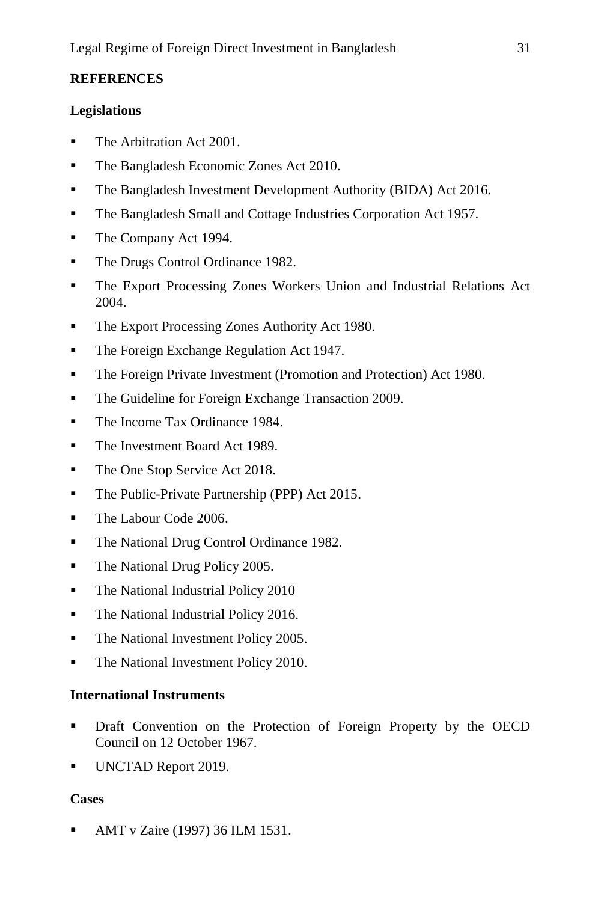## REFERENCES

### Legislations

- The Arbitration Act 2001.
- The Bangladesh Economic Zones Act 2010.
- The Bangladesh Investment Development Authority (BIDA) Act 2016.
- The Bangladesh Small and Cottage Industries Corporation Act 1957.
- The Company Act 1994.
- The Drugs Control Ordinance 1982.
- The Export Processing Zones Workers Union and Industrial Relations Act 2004.
- The Export Processing Zones Authority Act 1980.
- The Foreign Exchange Regulation Act 1947.
- The Foreign Private Investment (Promotion and Protection) Act 1980.
- The Guideline for Foreign Exchange Transaction 2009.
- The Income Tax Ordinance 1984.
- The Investment Board Act 1989.
- The One Stop Service Act 2018.
- The Public-Private Partnership (PPP) Act 2015.
- The Labour Code 2006.
- The National Drug Control Ordinance 1982.
- The National Drug Policy 2005.
- The National Industrial Policy 2010
- The National Industrial Policy 2016.
- The National Investment Policy 2005.
- The National Investment Policy 2010.

### International Instruments

- Draft Convention on the Protection of Foreign Property by the OECD Council on 12 October 1967.
- UNCTAD Report 2019.

### Cases

- AMT v Zaire (1997) 36 ILM 1531.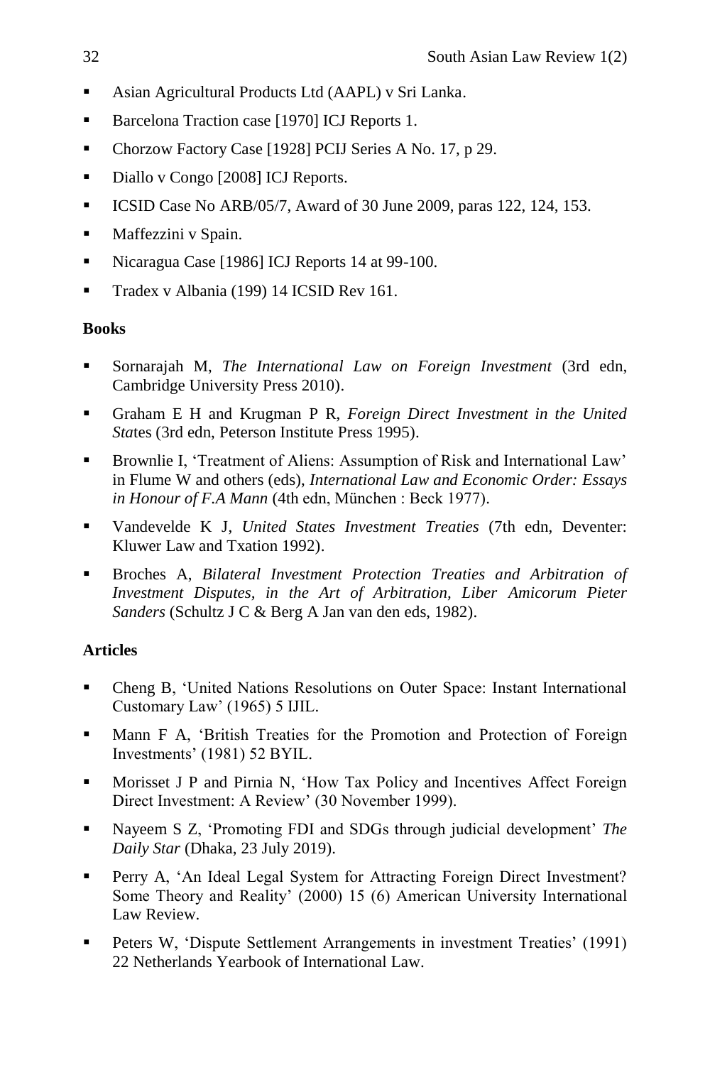- Asian Agricultural Products Ltd (AAPL) v Sri Lanka.
- Barcelona Traction case [1970] ICJ Reports 1.
- Chorzow Factory Case [1928] PCIJ Series A No. 17, p 29.
- Diallo v Congo [2008] ICJ Reports.
- ICSID Case No ARB/05/7, Award of 30 June 2009, paras 122, 124, 153.
- Maffezzini v Spain.
- Nicaragua Case [1986] ICJ Reports 14 at 99-100.
- Tradex v Albania (199) 14 ICSID Rev 161.

**Books**

- Sornarajah M, *The International Law on Foreign Investment* (3rd edn, Cambridge University Press 2010).
- Graham E H and Krugman P R, *Foreign Direct Investment in the United Sta*tes (3rd edn, Peterson Institute Press 1995).
- Brownlie I, 'Treatment of Aliens: Assumption of Risk and International Law' in Flume W and others (eds), *International Law and Economic Order: Essays in Honour of F.A Mann* (4th edn, München : Beck 1977).
- Vandevelde K J, *United States Investment Treaties* (7th edn, Deventer: Kluwer Law and Txation 1992).
- Broches A, *Bilateral Investment Protection Treaties and Arbitration of Investment Disputes, in the Art of Arbitration, Liber Amicorum Pieter Sanders* (Schultz J C & Berg A Jan van den eds, 1982).

**Articles**

- Cheng B, 'United Nations Resolutions on Outer Space: Instant International Customary Law' (1965) 5 IJIL.
- Mann F A, 'British Treaties for the Promotion and Protection of Foreign Investments' (1981) 52 BYIL.
- Morisset J P and Pirnia N, 'How Tax Policy and Incentives Affect Foreign Direct Investment: A Review' (30 November 1999).
- Nayeem S Z, 'Promoting FDI and SDGs through judicial development' *The Daily Star* (Dhaka, 23 July 2019).
- Perry A, 'An Ideal Legal System for Attracting Foreign Direct Investment? Some Theory and Reality' (2000) 15 (6) American University International Law Review.
- Peters W, 'Dispute Settlement Arrangements in investment Treaties' (1991) 22 Netherlands Yearbook of International Law.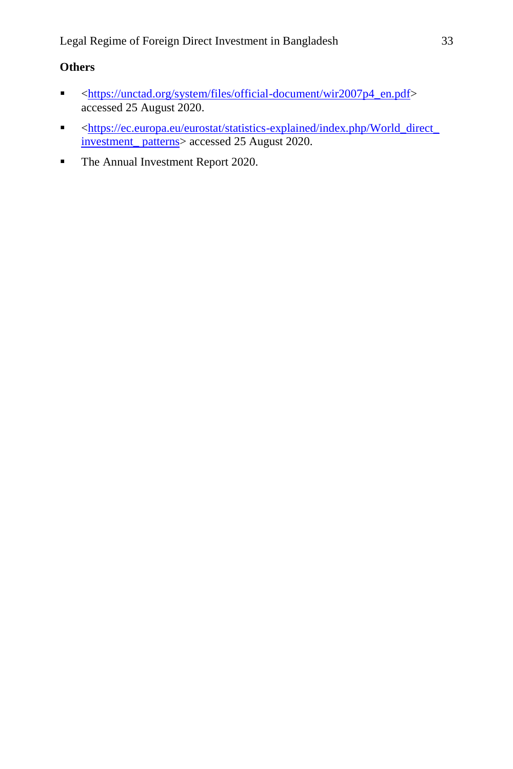**Others**

- <https://unctad.org/system/files/official-document/wir2007p4_en.pdf> accessed 25 August 2020.
- <https://ec.europa.eu/eurostat/statistics-explained/index.php/World_direct_investment_patterns> accessed 25 August 2020.
- The Annual Investment Report 2020.